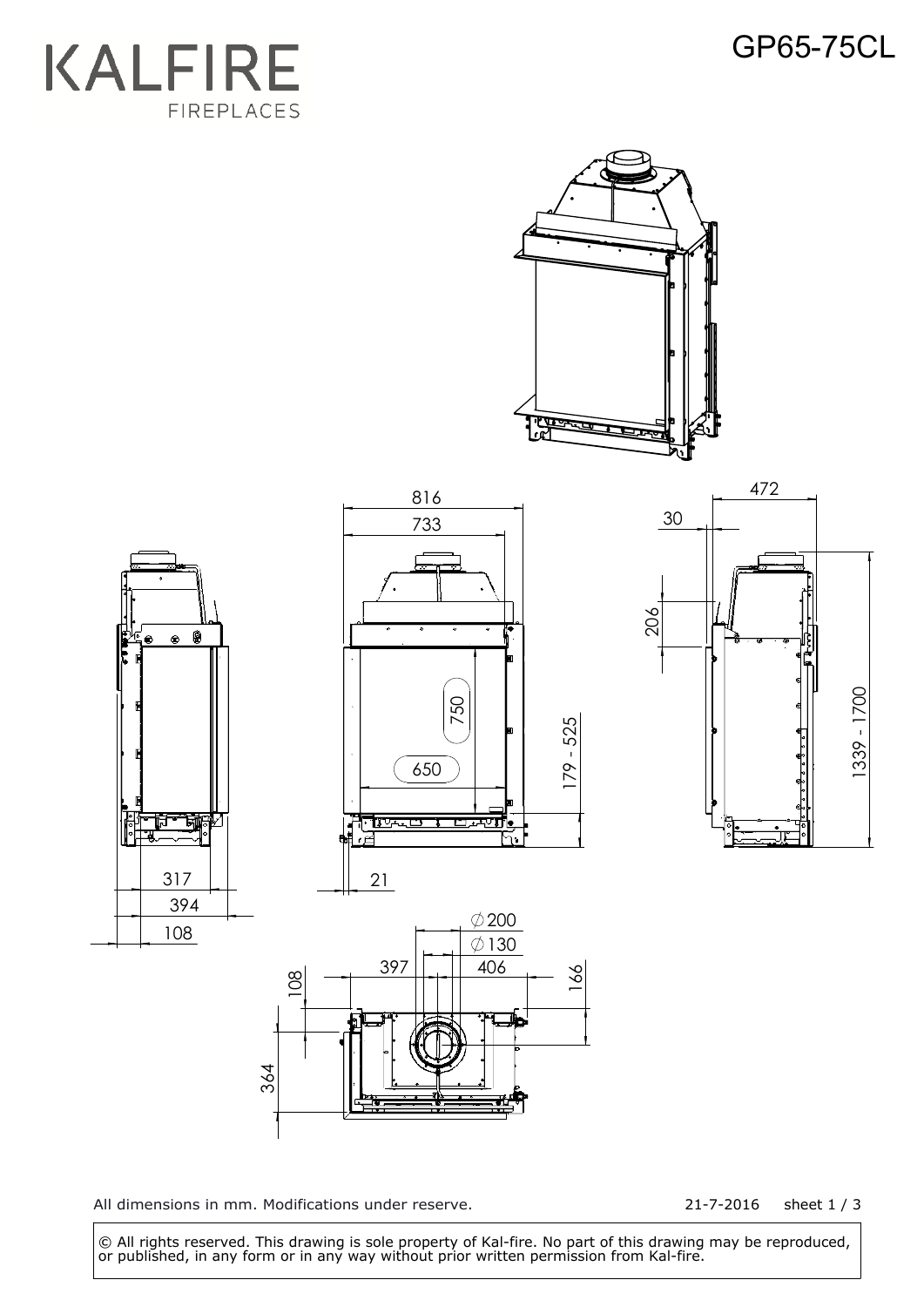# KALFIRE
FIREPLACES

## GP65-75CL

816
733
472
30
206
750
650
179 - 525
1339 - 1700
317
394
108
21
∅200
∅130
397
406
166
108
364

All dimensions in mm. Modifications under reserve.

21-7-2016 sheet 1 / 3

© All rights reserved. This drawing is sole property of Kal-fire. No part of this drawing may be reproduced, or published, in any form or in any way without prior written permission from Kal-fire.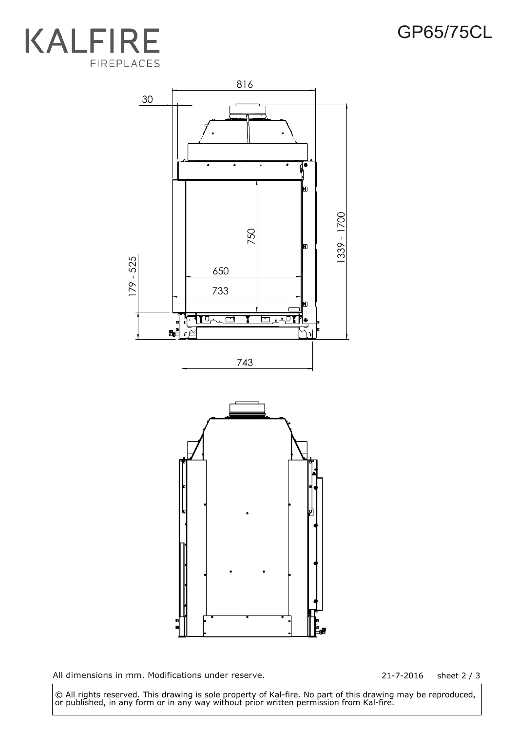KALFIRE
FIREPLACES

# GP65/75CL

816

30

750

1339 - 1700

179 - 525

650

733

743

All dimensions in mm. Modifications under reserve.

21-7-2016 sheet 2 / 3

© All rights reserved. This drawing is sole property of Kal-fire. No part of this drawing may be reproduced, or published, in any form or in any way without prior written permission from Kal-fire.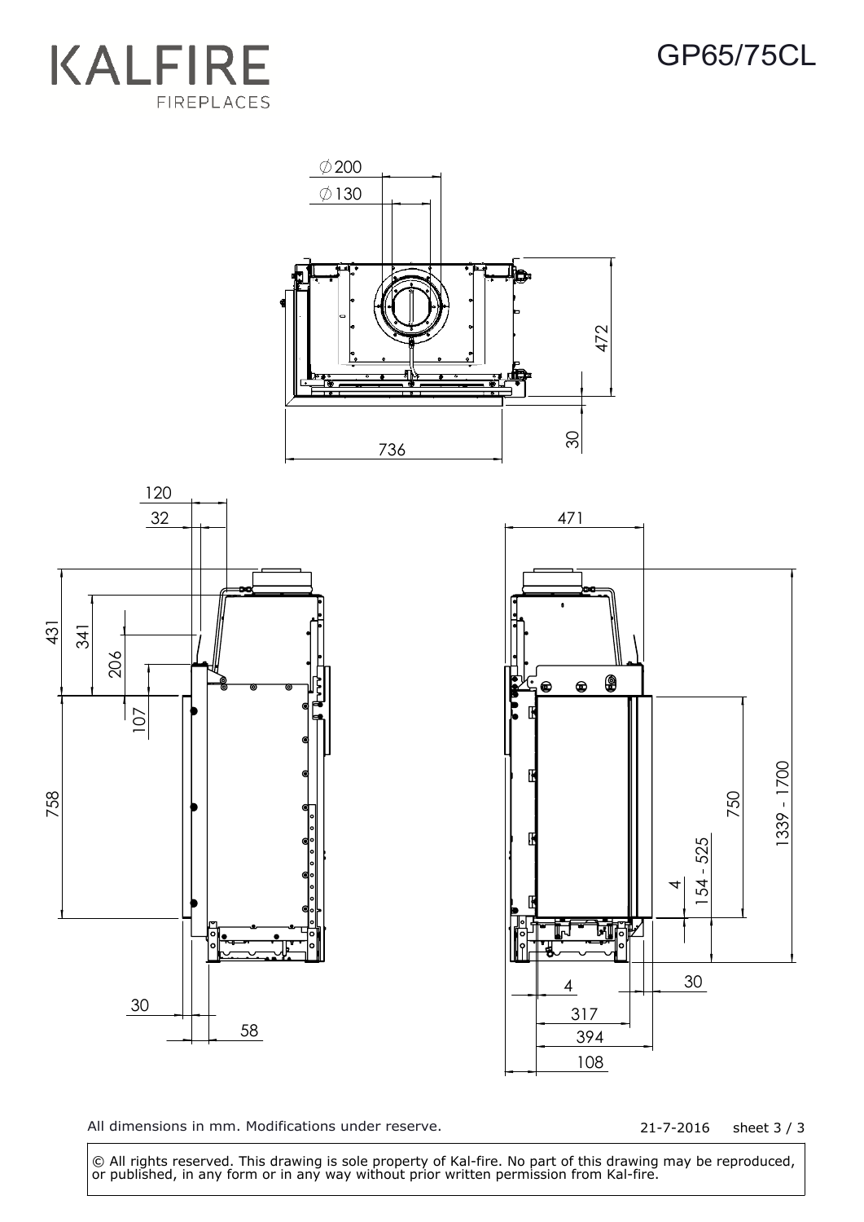# KALFIRE
FIREPLACES

GP65/75CL

∅200
∅130
472
30
736

120
32
431
341
206
107
758
30
58

471
750
1339 - 1700
4
154 - 525
30
4
317
394
108

All dimensions in mm. Modifications under reserve.

21-7-2016

© All rights reserved. This drawing is sole property of Kal-fire. No part of this drawing may be reproduced, or published, in any form or in any way without prior written permission from Kal-fire.